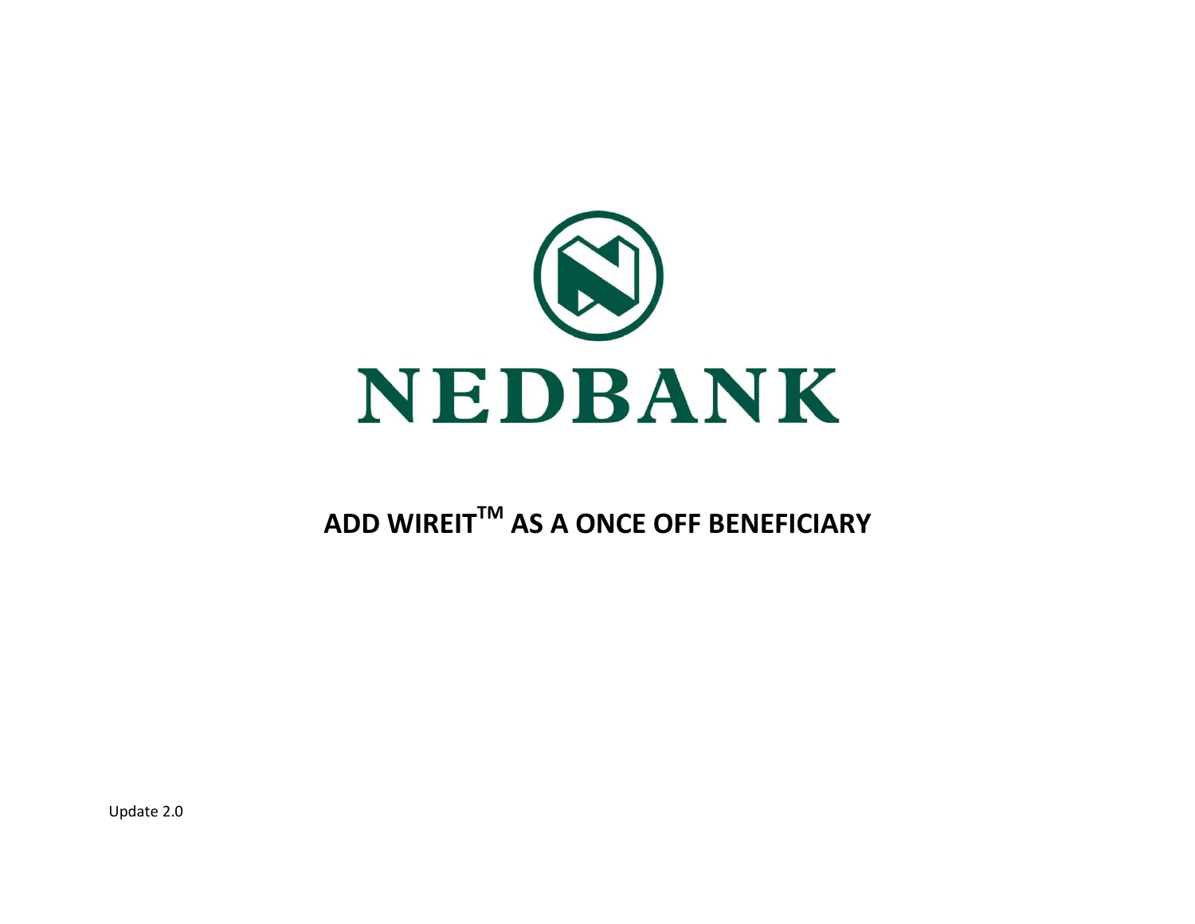# NEDBANK

## ADD WIREIT™ AS A ONCE OFF BENEFICIARY

Update 2.0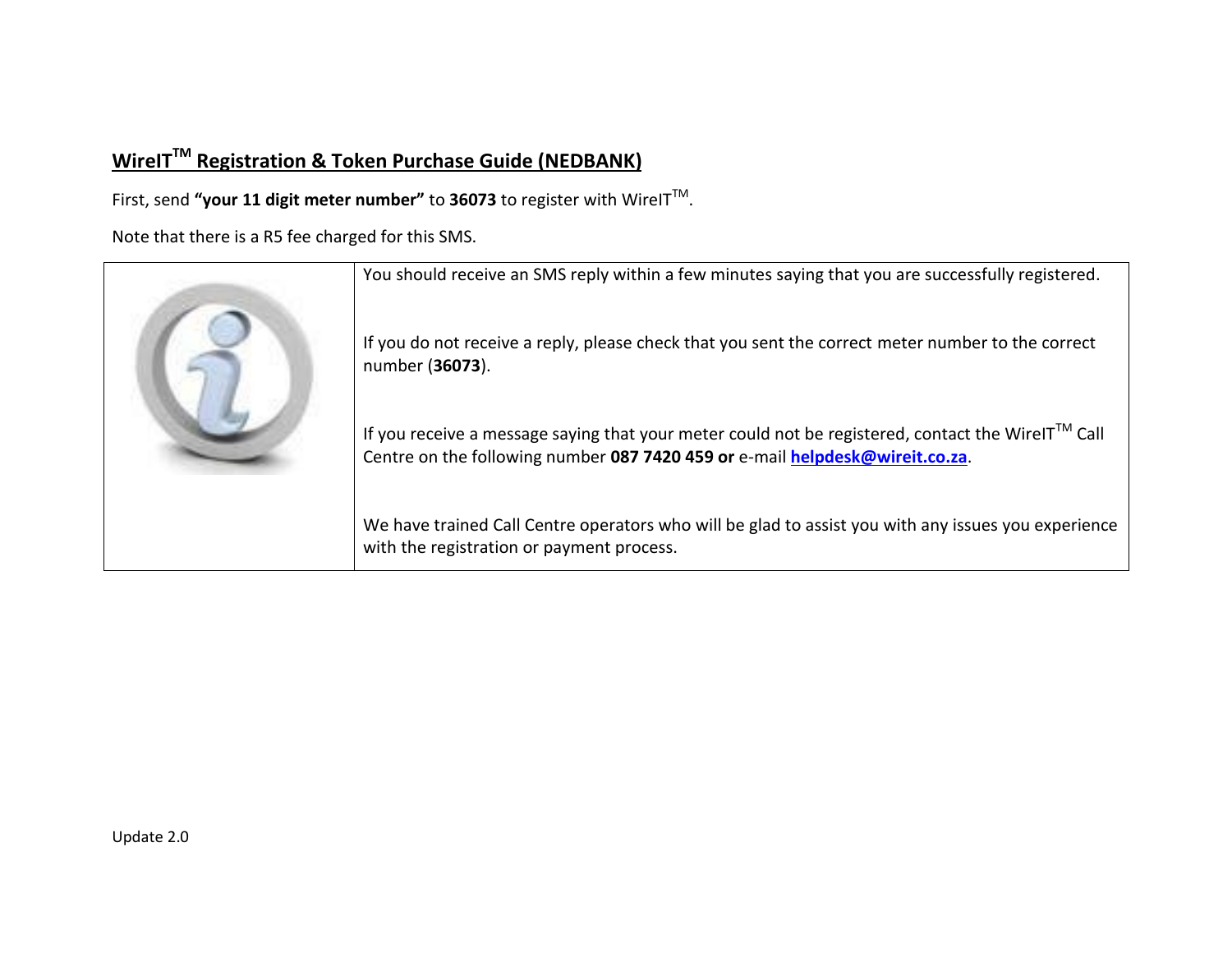## WireIT™ Registration & Token Purchase Guide (NEDBANK)

First, send **"your 11 digit meter number"** to **36073** to register with WireIT™.

Note that there is a R5 fee charged for this SMS.

| | |
|---|---|
| | You should receive an SMS reply within a few minutes saying that you are successfully registered.<br><br>If you do not receive a reply, please check that you sent the correct meter number to the correct number (**36073**).<br><br>If you receive a message saying that your meter could not be registered, contact the WireIT™ Call Centre on the following number **087 7420 459 or** e-mail **helpdesk@wireit.co.za**.<br><br>We have trained Call Centre operators who will be glad to assist you with any issues you experience with the registration or payment process. |

Update 2.0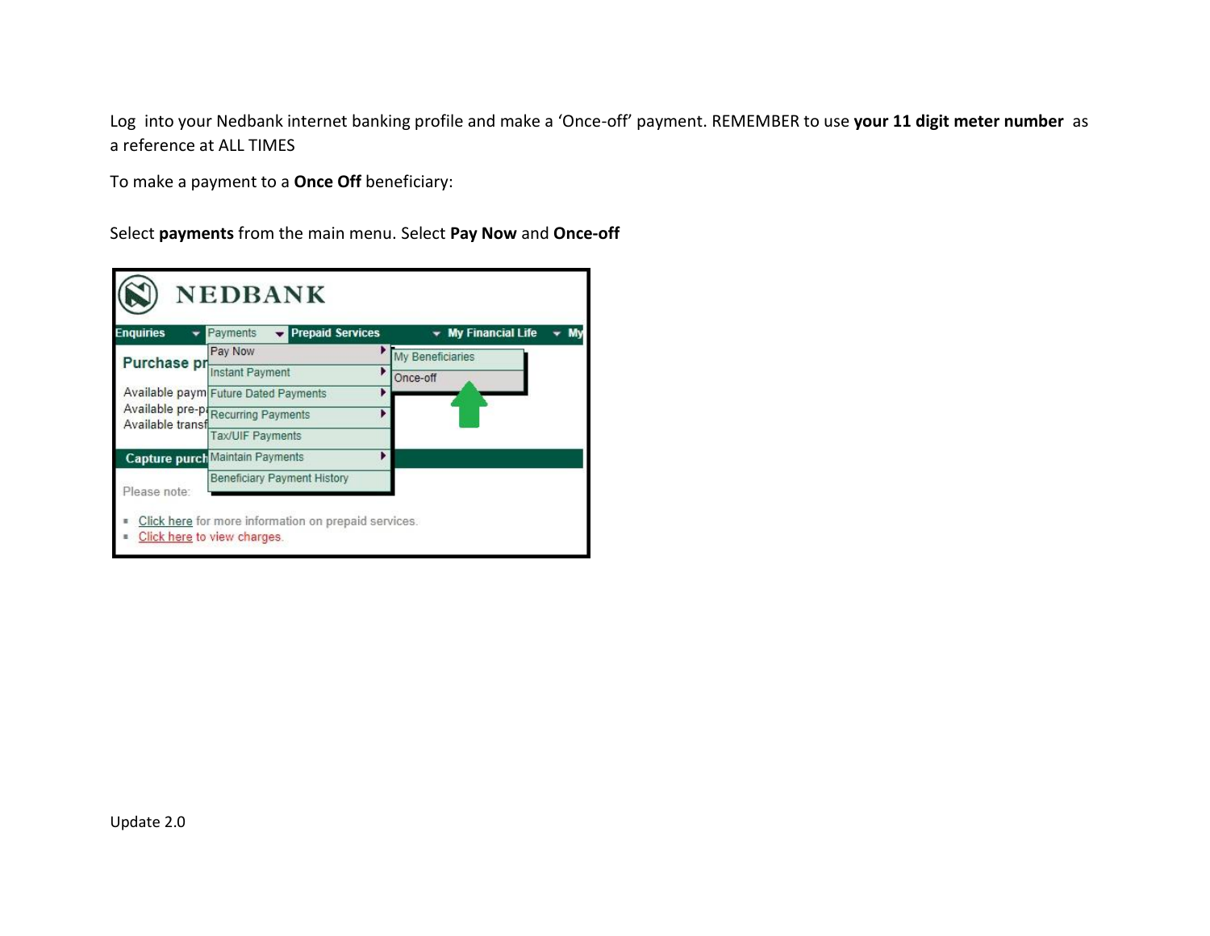Log into your Nedbank internet banking profile and make a 'Once-off' payment. REMEMBER to use **your 11 digit meter number** as a reference at ALL TIMES

To make a payment to a **Once Off** beneficiary:

Select **payments** from the main menu. Select **Pay Now** and **Once-off**

Update 2.0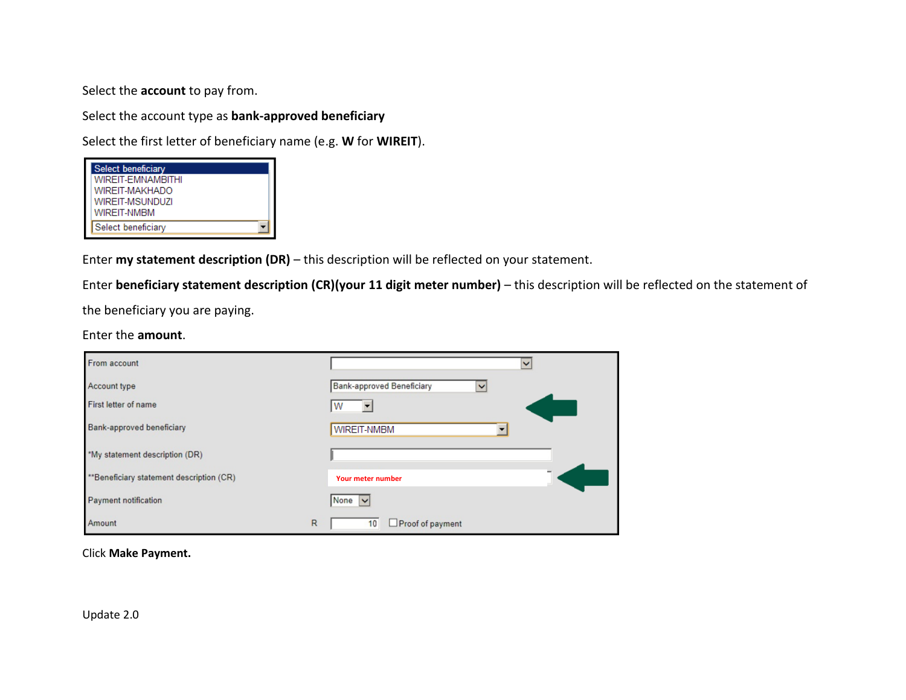Select the **account** to pay from.

Select the account type as **bank-approved beneficiary**

Select the first letter of beneficiary name (e.g. **W** for **WIREIT**).

Select beneficiary
WIREIT-EMNAMBITHI
WIREIT-MAKHADO
WIREIT-MSUNDUZI
WIREIT-NMBM
Select beneficiary

Enter **my statement description (DR)** – this description will be reflected on your statement.

Enter **beneficiary statement description (CR)(your 11 digit meter number)** – this description will be reflected on the statement of the beneficiary you are paying.

Enter the **amount**.

| | |
|---|---|
| From account | |
| Account type | Bank-approved Beneficiary |
| First letter of name | W |
| Bank-approved beneficiary | WIREIT-NMBM |
| *My statement description (DR) | |
| **Beneficiary statement description (CR) | Your meter number |
| Payment notification | None |
| Amount | R 10 ☐ Proof of payment |

Click **Make Payment.**

Update 2.0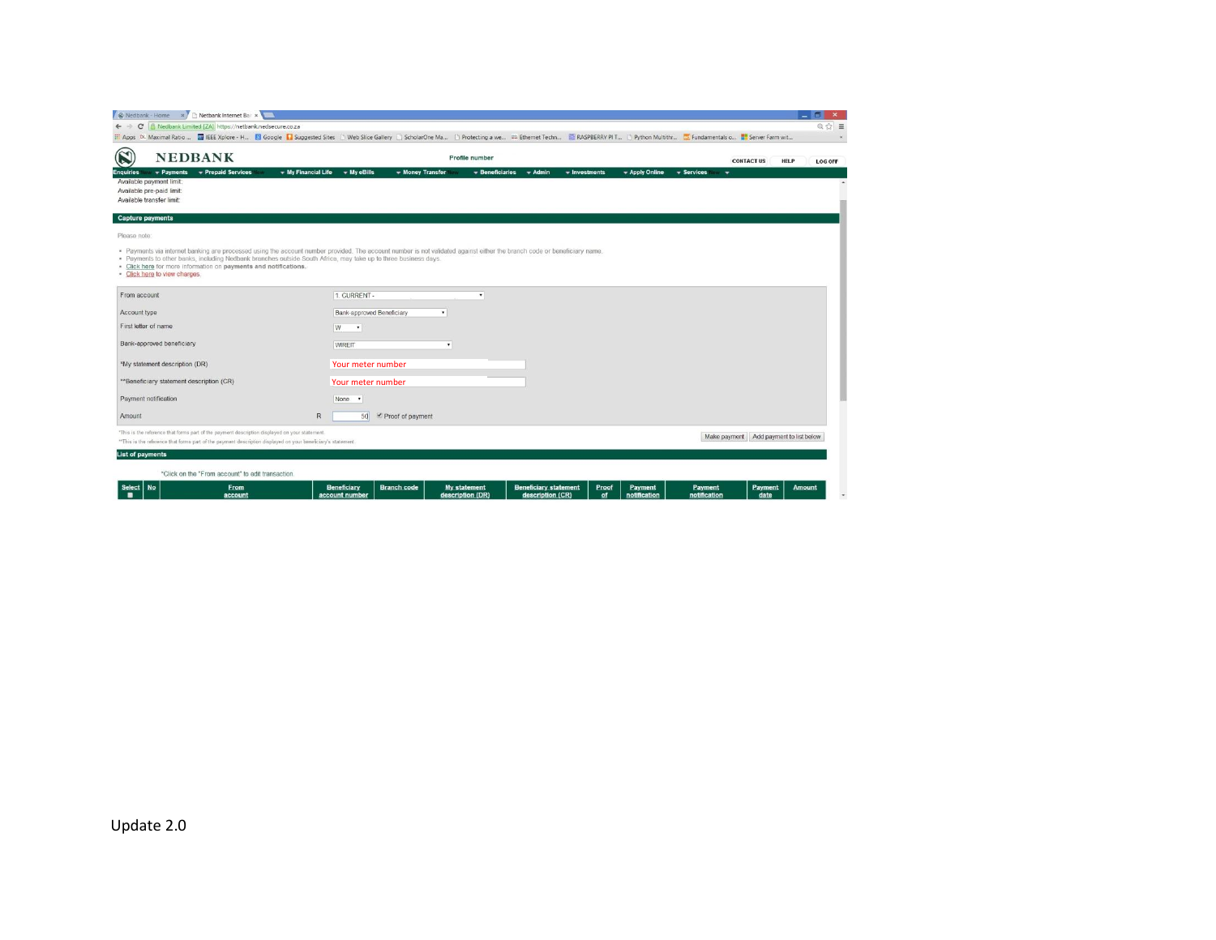Nedbank - Home | Netbank Internet Ba

Nedbank Limited [ZA] https://netbank.nedsecure.co.za

Apps | Maximal Ratio ... | IEEE Xplore - H... | Google | Suggested Sites | Web Slice Gallery | ScholarOne Ma... | Protecting a we... | Ethernet Techn... | RASPBERRY PI T... | Python Multithr... | Fundamentals o... | Server Farm wit...

**NEDBANK**

Profile number

CONTACT US | HELP | LOG OFF

Enquiries | Payments | Prepaid Services | My Financial Life | My eBills | Money Transfer | Beneficiaries | Admin | Investments | Apply Online | Services

Available payment limit:
Available pre-paid limit:
Available transfer limit:

**Capture payments**

Please note:

- Payments via internet banking are processed using the account number provided. The account number is not validated against either the branch code or beneficiary name.
- Payments to other banks, including Nedbank branches outside South Africa, may take up to three business days.
- Click here for more information on **payments and notifications.**
- Click here to view charges.

| | |
|---|---|
| From account | 1. CURRENT - |
| Account type | Bank-approved Beneficiary |
| First letter of name | W |
| Bank-approved beneficiary | WIREIT |
| *My statement description (DR) | Your meter number |
| **Beneficiary statement description (CR) | Your meter number |
| Payment notification | None |
| Amount | R 50 ☑ Proof of payment |

*This is the reference that forms part of the payment description displayed on your statement.
**This is the reference that forms part of the payment description displayed on your beneficiary's statement.

Make payment | Add payment to list below

**List of payments**

*Click on the "From account" to edit transaction.

| Select | No | From account | Beneficiary account number | Branch code | My statement description (DR) | Beneficiary statement description (CR) | Proof of | Payment notification | Payment notification | Payment date | Amount |
|---|---|---|---|---|---|---|---|---|---|---|---|

Update 2.0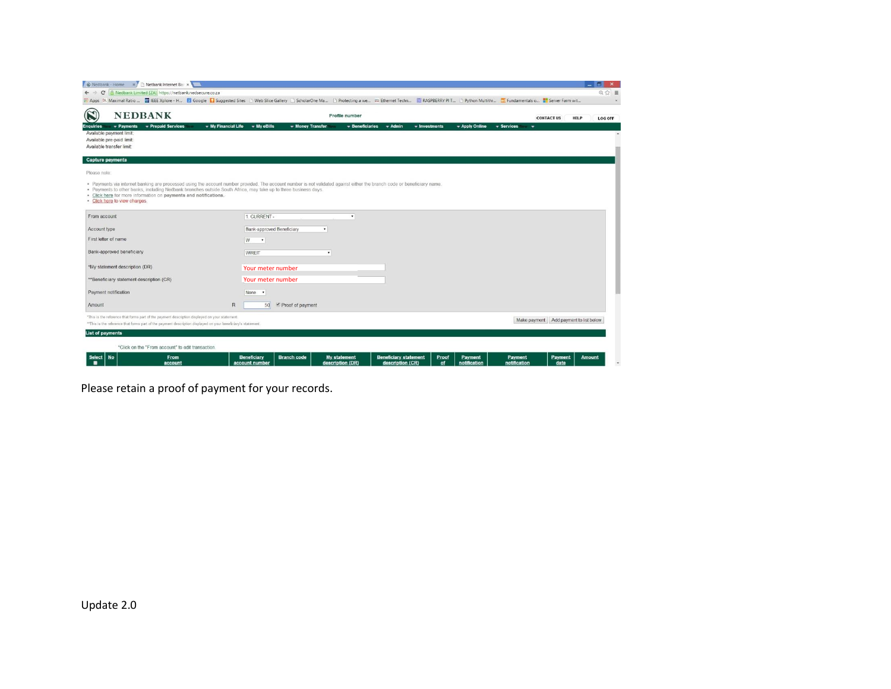Please retain a proof of payment for your records.

Update 2.0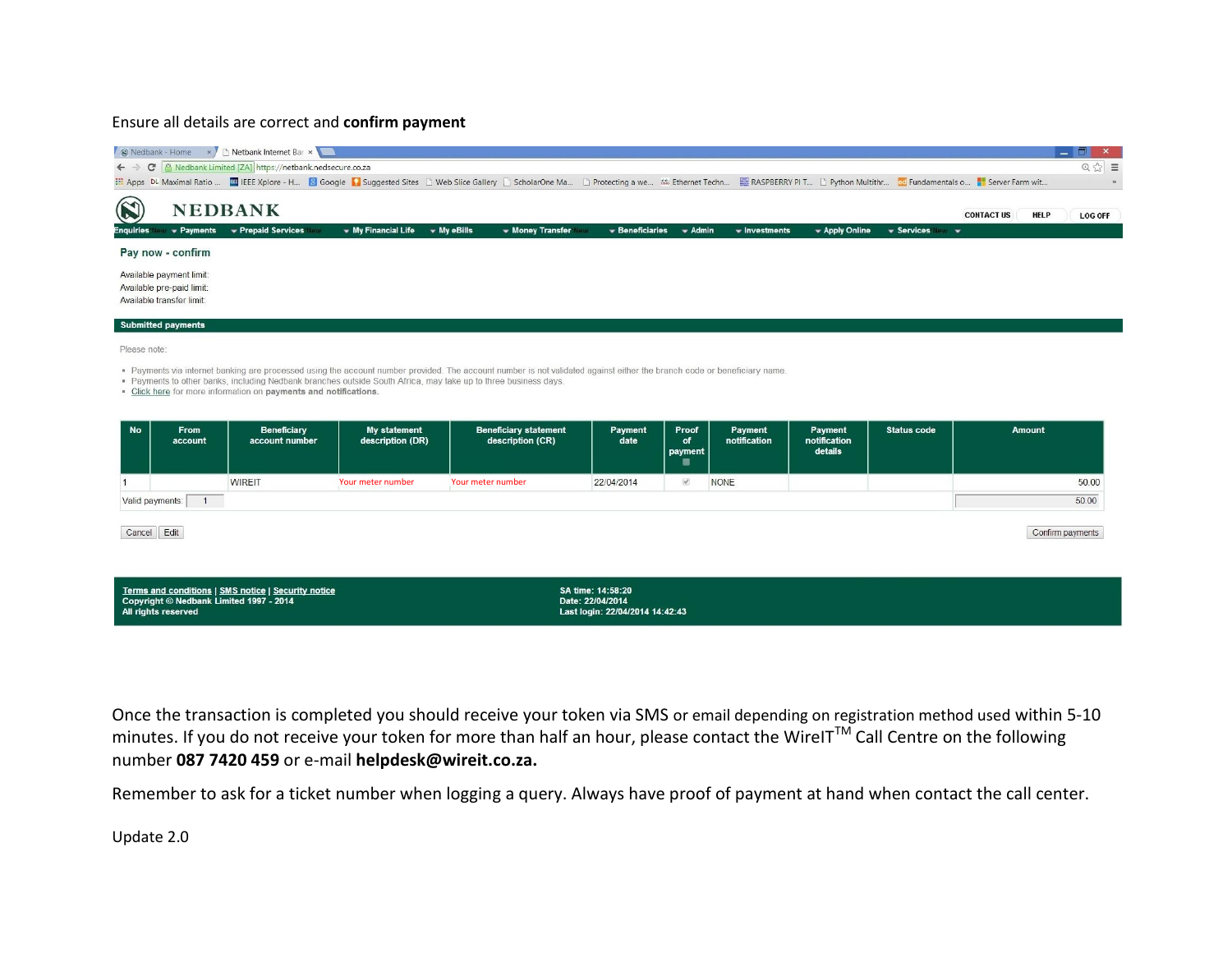Ensure all details are correct and **confirm payment**

NEDBANK

CONTACT US | HELP | LOG OFF

Enquiries | Payments | Prepaid Services | My Financial Life | My eBills | Money Transfer | Beneficiaries | Admin | Investments | Apply Online | Services

Pay now - confirm

Available payment limit:
Available pre-paid limit:
Available transfer limit:

**Submitted payments**

Please note:

- Payments via internet banking are processed using the account number provided. The account number is not validated against either the branch code or beneficiary name.
- Payments to other banks, including Nedbank branches outside South Africa, may take up to three business days.
- Click here for more information on **payments and notifications.**

| No | From account | Beneficiary account number | My statement description (DR) | Beneficiary statement description (CR) | Payment date | Proof of payment | Payment notification | Payment notification details | Status code | Amount |
|---|---|---|---|---|---|---|---|---|---|---|
| 1 | | WIREIT | Your meter number | Your meter number | 22/04/2014 | ✓ | NONE | | | 50.00 |
| Valid payments: 1 | | | | | | | | | | 50.00 |

Cancel | Edit | Confirm payments

Terms and conditions | SMS notice | Security notice
Copyright © Nedbank Limited 1997 - 2014
All rights reserved

SA time: 14:58:20
Date: 22/04/2014
Last login: 22/04/2014 14:42:43

Once the transaction is completed you should receive your token via SMS or email depending on registration method used within 5-10 minutes. If you do not receive your token for more than half an hour, please contact the WireIT™ Call Centre on the following number **087 7420 459** or e-mail **helpdesk@wireit.co.za.**

Remember to ask for a ticket number when logging a query. Always have proof of payment at hand when contact the call center.

Update 2.0